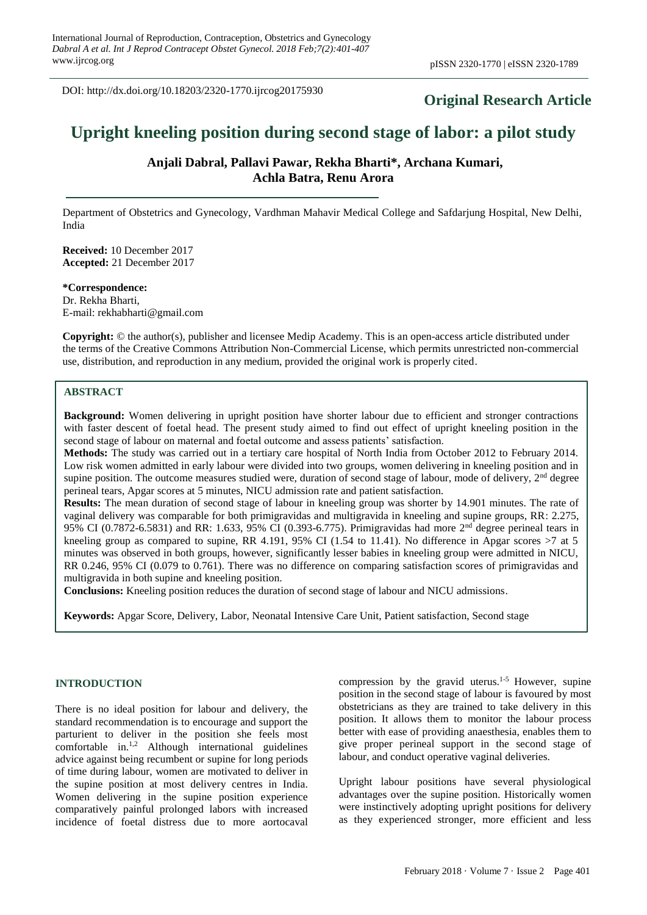DOI: http://dx.doi.org/10.18203/2320-1770.ijrcog20175930

**Original Research Article**

# Upright kneeling position during second stage of labor: a pilot study

**Anjali Dabral, Pallavi Pawar, Rekha Bharti\*, Archana Kumari, Achla Batra, Renu Arora**

Department of Obstetrics and Gynecology, Vardhman Mahavir Medical College and Safdarjung Hospital, New Delhi, India

**Received:** 10 December 2017
**Accepted:** 21 December 2017

**\*Correspondence:**
Dr. Rekha Bharti,
E-mail: rekhabharti@gmail.com

**Copyright:** © the author(s), publisher and licensee Medip Academy. This is an open-access article distributed under the terms of the Creative Commons Attribution Non-Commercial License, which permits unrestricted non-commercial use, distribution, and reproduction in any medium, provided the original work is properly cited.

## ABSTRACT

**Background:** Women delivering in upright position have shorter labour due to efficient and stronger contractions with faster descent of foetal head. The present study aimed to find out effect of upright kneeling position in the second stage of labour on maternal and foetal outcome and assess patients' satisfaction.

**Methods:** The study was carried out in a tertiary care hospital of North India from October 2012 to February 2014. Low risk women admitted in early labour were divided into two groups, women delivering in kneeling position and in supine position. The outcome measures studied were, duration of second stage of labour, mode of delivery, 2nd degree perineal tears, Apgar scores at 5 minutes, NICU admission rate and patient satisfaction.

**Results:** The mean duration of second stage of labour in kneeling group was shorter by 14.901 minutes. The rate of vaginal delivery was comparable for both primigravidas and multigravida in kneeling and supine groups, RR: 2.275, 95% CI (0.7872-6.5831) and RR: 1.633, 95% CI (0.393-6.775). Primigravidas had more 2nd degree perineal tears in kneeling group as compared to supine, RR 4.191, 95% CI (1.54 to 11.41). No difference in Apgar scores >7 at 5 minutes was observed in both groups, however, significantly lesser babies in kneeling group were admitted in NICU, RR 0.246, 95% CI (0.079 to 0.761). There was no difference on comparing satisfaction scores of primigravidas and multigravida in both supine and kneeling position.

**Conclusions:** Kneeling position reduces the duration of second stage of labour and NICU admissions.

**Keywords:** Apgar Score, Delivery, Labor, Neonatal Intensive Care Unit, Patient satisfaction, Second stage

## INTRODUCTION

There is no ideal position for labour and delivery, the standard recommendation is to encourage and support the parturient to deliver in the position she feels most comfortable in.[1,2] Although international guidelines advice against being recumbent or supine for long periods of time during labour, women are motivated to deliver in the supine position at most delivery centres in India. Women delivering in the supine position experience comparatively painful prolonged labors with increased incidence of foetal distress due to more aortocaval compression by the gravid uterus.[1-5] However, supine position in the second stage of labour is favoured by most obstetricians as they are trained to take delivery in this position. It allows them to monitor the labour process better with ease of providing anaesthesia, enables them to give proper perineal support in the second stage of labour, and conduct operative vaginal deliveries.

Upright labour positions have several physiological advantages over the supine position. Historically women were instinctively adopting upright positions for delivery as they experienced stronger, more efficient and less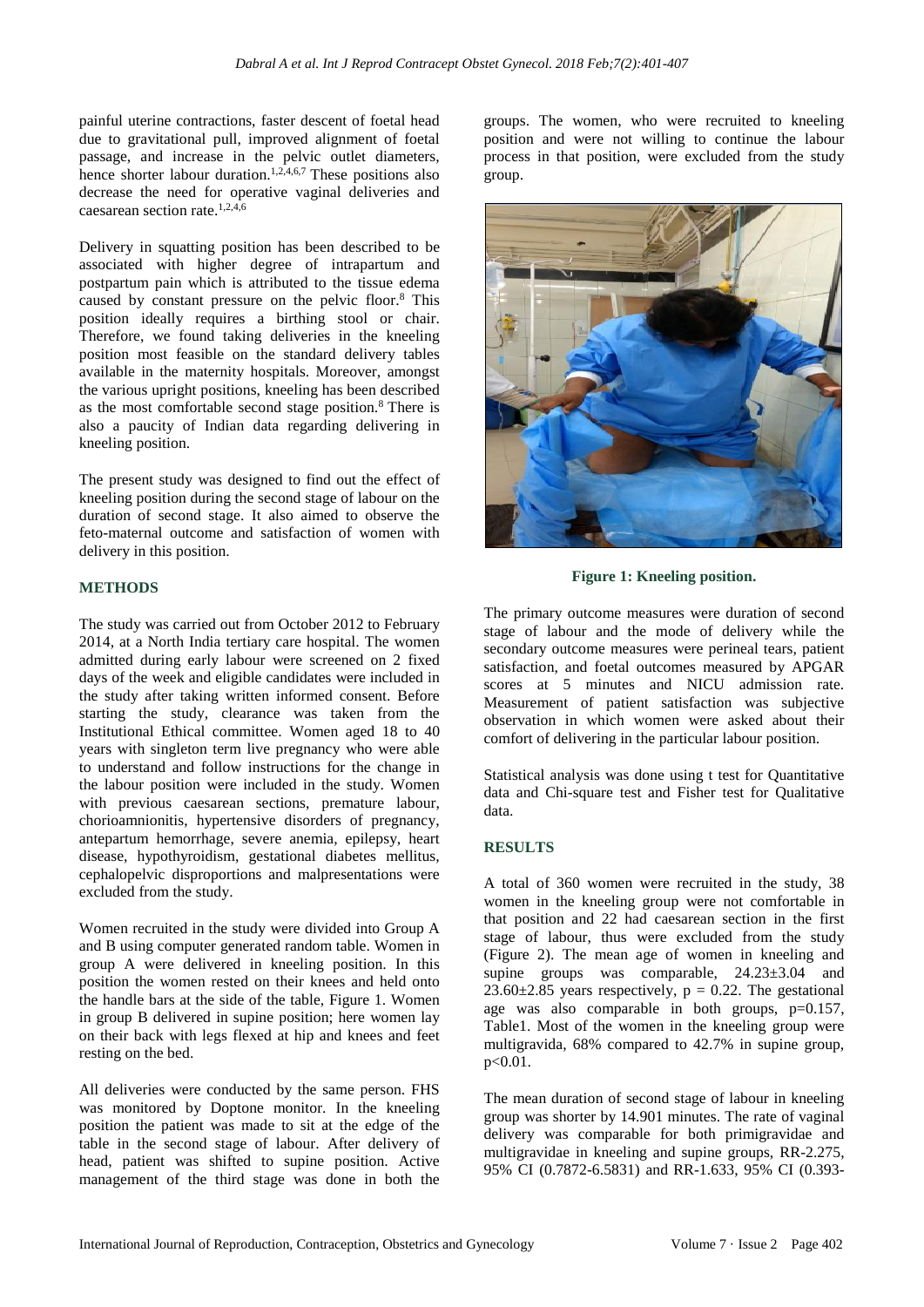painful uterine contractions, faster descent of foetal head due to gravitational pull, improved alignment of foetal passage, and increase in the pelvic outlet diameters, hence shorter labour duration.[1,2,4,6,7] These positions also decrease the need for operative vaginal deliveries and caesarean section rate.[1,2,4,6]

Delivery in squatting position has been described to be associated with higher degree of intrapartum and postpartum pain which is attributed to the tissue edema caused by constant pressure on the pelvic floor.[8] This position ideally requires a birthing stool or chair. Therefore, we found taking deliveries in the kneeling position most feasible on the standard delivery tables available in the maternity hospitals. Moreover, amongst the various upright positions, kneeling has been described as the most comfortable second stage position.[8] There is also a paucity of Indian data regarding delivering in kneeling position.

The present study was designed to find out the effect of kneeling position during the second stage of labour on the duration of second stage. It also aimed to observe the feto-maternal outcome and satisfaction of women with delivery in this position.

## METHODS

The study was carried out from October 2012 to February 2014, at a North India tertiary care hospital. The women admitted during early labour were screened on 2 fixed days of the week and eligible candidates were included in the study after taking written informed consent. Before starting the study, clearance was taken from the Institutional Ethical committee. Women aged 18 to 40 years with singleton term live pregnancy who were able to understand and follow instructions for the change in the labour position were included in the study. Women with previous caesarean sections, premature labour, chorioamnionitis, hypertensive disorders of pregnancy, antepartum hemorrhage, severe anemia, epilepsy, heart disease, hypothyroidism, gestational diabetes mellitus, cephalopelvic disproportions and malpresentations were excluded from the study.

Women recruited in the study were divided into Group A and B using computer generated random table. Women in group A were delivered in kneeling position. In this position the women rested on their knees and held onto the handle bars at the side of the table, Figure 1. Women in group B delivered in supine position; here women lay on their back with legs flexed at hip and knees and feet resting on the bed.

All deliveries were conducted by the same person. FHS was monitored by Doptone monitor. In the kneeling position the patient was made to sit at the edge of the table in the second stage of labour. After delivery of head, patient was shifted to supine position. Active management of the third stage was done in both the groups. The women, who were recruited to kneeling position and were not willing to continue the labour process in that position, were excluded from the study group.

**Figure 1: Kneeling position.**

The primary outcome measures were duration of second stage of labour and the mode of delivery while the secondary outcome measures were perineal tears, patient satisfaction, and foetal outcomes measured by APGAR scores at 5 minutes and NICU admission rate. Measurement of patient satisfaction was subjective observation in which women were asked about their comfort of delivering in the particular labour position.

Statistical analysis was done using t test for Quantitative data and Chi-square test and Fisher test for Qualitative data.

## RESULTS

A total of 360 women were recruited in the study, 38 women in the kneeling group were not comfortable in that position and 22 had caesarean section in the first stage of labour, thus were excluded from the study (Figure 2). The mean age of women in kneeling and supine groups was comparable, 24.23±3.04 and 23.60±2.85 years respectively, $p = 0.22$. The gestational age was also comparable in both groups, $p=0.157$, Table1. Most of the women in the kneeling group were multigravida, 68% compared to 42.7% in supine group, $p<0.01$.

The mean duration of second stage of labour in kneeling group was shorter by 14.901 minutes. The rate of vaginal delivery was comparable for both primigravidae and multigravidae in kneeling and supine groups, RR-2.275, 95% CI (0.7872-6.5831) and RR-1.633, 95% CI (0.393-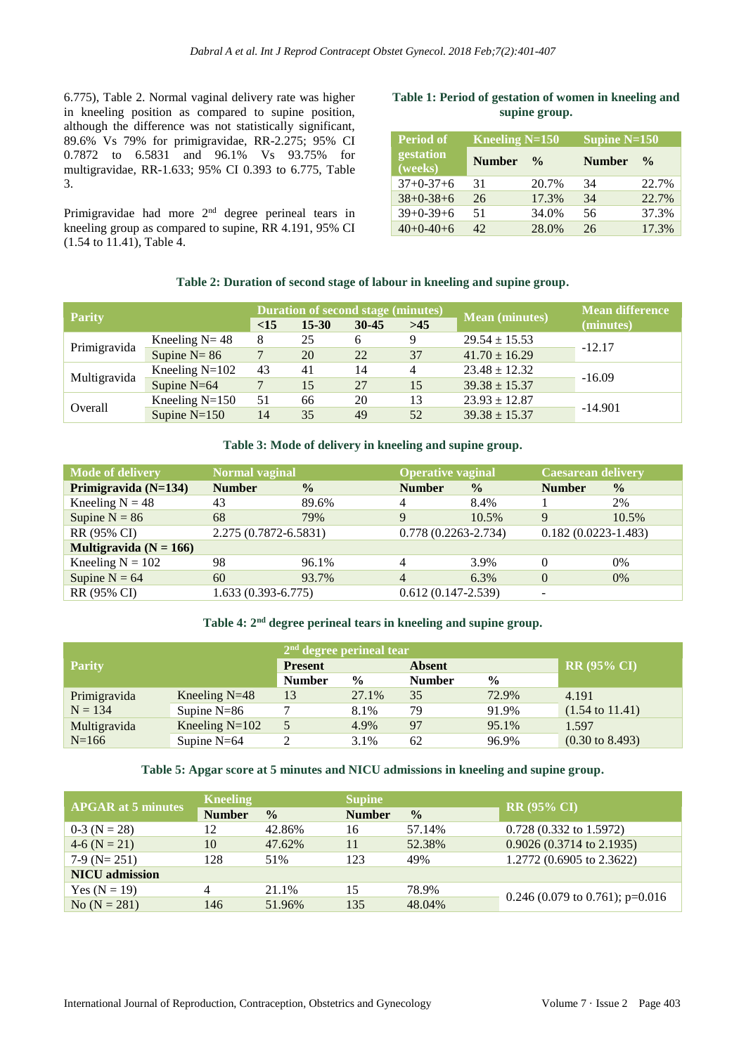6.775), Table 2. Normal vaginal delivery rate was higher in kneeling position as compared to supine position, although the difference was not statistically significant, 89.6% Vs 79% for primigravidae, RR-2.275; 95% CI 0.7872 to 6.5831 and 96.1% Vs 93.75% for multigravidae, RR-1.633; 95% CI 0.393 to 6.775, Table 3.

Primigravidae had more 2[nd] degree perineal tears in kneeling group as compared to supine, RR 4.191, 95% CI (1.54 to 11.41), Table 4.

**Table 1: Period of gestation of women in kneeling and supine group.**

| Period of gestation (weeks) | Kneeling N=150 | | Supine N=150 | |
|---|---|---|---|---|
| | Number | % | Number | % |
| 37+0-37+6 | 31 | 20.7% | 34 | 22.7% |
| 38+0-38+6 | 26 | 17.3% | 34 | 22.7% |
| 39+0-39+6 | 51 | 34.0% | 56 | 37.3% |
| 40+0-40+6 | 42 | 28.0% | 26 | 17.3% |

**Table 2: Duration of second stage of labour in kneeling and supine group.**

| Parity | | Duration of second stage (minutes) | | | | Mean (minutes) | Mean difference (minutes) |
|---|---|---|---|---|---|---|---|
| | | <15 | 15-30 | 30-45 | >45 | | |
| Primigravida | Kneeling N= 48 | 8 | 25 | 6 | 9 | 29.54 ± 15.53 | -12.17 |
| | Supine N= 86 | 7 | 20 | 22 | 37 | 41.70 ± 16.29 | |
| Multigravida | Kneeling N=102 | 43 | 41 | 14 | 4 | 23.48 ± 12.32 | -16.09 |
| | Supine N=64 | 7 | 15 | 27 | 15 | 39.38 ± 15.37 | |
| Overall | Kneeling N=150 | 51 | 66 | 20 | 13 | 23.93 ± 12.87 | -14.901 |
| | Supine N=150 | 14 | 35 | 49 | 52 | 39.38 ± 15.37 | |

**Table 3: Mode of delivery in kneeling and supine group.**

| Mode of delivery | Normal vaginal | | Operative vaginal | | Caesarean delivery | |
|---|---|---|---|---|---|---|
| **Primigravida (N=134)** | **Number** | **%** | **Number** | **%** | **Number** | **%** |
| Kneeling N = 48 | 43 | 89.6% | 4 | 8.4% | 1 | 2% |
| Supine N = 86 | 68 | 79% | 9 | 10.5% | 9 | 10.5% |
| RR (95% CI) | 2.275 (0.7872-6.5831) | | 0.778 (0.2263-2.734) | | 0.182 (0.0223-1.483) | |
| **Multigravida (N = 166)** | | | | | | |
| Kneeling N = 102 | 98 | 96.1% | 4 | 3.9% | 0 | 0% |
| Supine N = 64 | 60 | 93.7% | 4 | 6.3% | 0 | 0% |
| RR (95% CI) | 1.633 (0.393-6.775) | | 0.612 (0.147-2.539) | | - | |

**Table 4: 2[nd] degree perineal tears in kneeling and supine group.**

| Parity | | 2[nd] degree perineal tear | | | | RR (95% CI) |
|---|---|---|---|---|---|---|
| | | Present | | Absent | | |
| | | Number | % | Number | % | |
| Primigravida N = 134 | Kneeling N=48 | 13 | 27.1% | 35 | 72.9% | 4.191 (1.54 to 11.41) |
| | Supine N=86 | 7 | 8.1% | 79 | 91.9% | |
| Multigravida N=166 | Kneeling N=102 | 5 | 4.9% | 97 | 95.1% | 1.597 (0.30 to 8.493) |
| | Supine N=64 | 2 | 3.1% | 62 | 96.9% | |

**Table 5: Apgar score at 5 minutes and NICU admissions in kneeling and supine group.**

| APGAR at 5 minutes | Kneeling | | Supine | | RR (95% CI) |
|---|---|---|---|---|---|
| | Number | % | Number | % | |
| 0-3 (N = 28) | 12 | 42.86% | 16 | 57.14% | 0.728 (0.332 to 1.5972) |
| 4-6 (N = 21) | 10 | 47.62% | 11 | 52.38% | 0.9026 (0.3714 to 2.1935) |
| 7-9 (N= 251) | 128 | 51% | 123 | 49% | 1.2772 (0.6905 to 2.3622) |
| **NICU admission** | | | | | |
| Yes (N = 19) | 4 | 21.1% | 15 | 78.9% | 0.246 (0.079 to 0.761); p=0.016 |
| No (N = 281) | 146 | 51.96% | 135 | 48.04% | |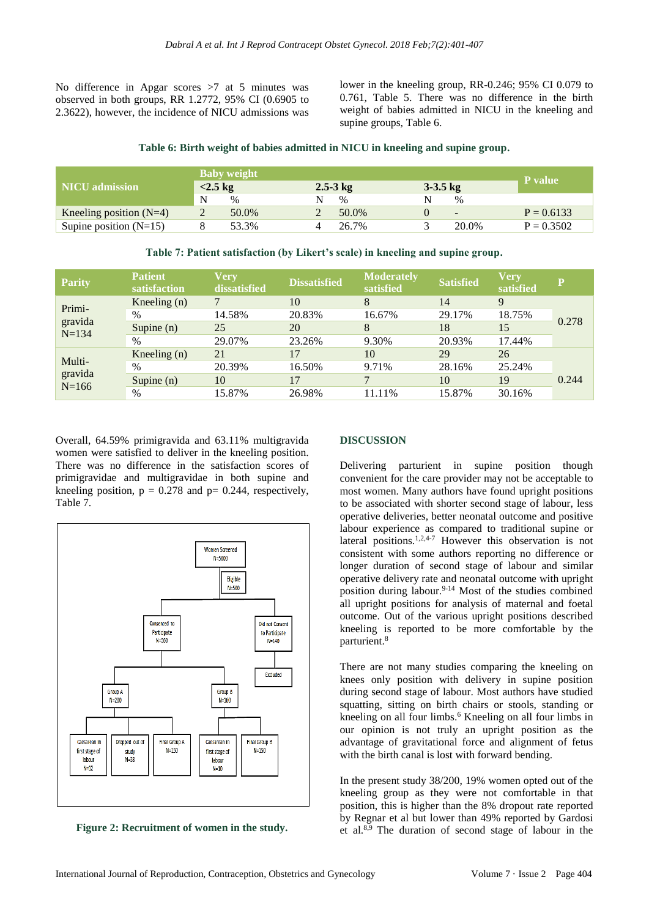No difference in Apgar scores >7 at 5 minutes was observed in both groups, RR 1.2772, 95% CI (0.6905 to 2.3622), however, the incidence of NICU admissions was lower in the kneeling group, RR-0.246; 95% CI 0.079 to 0.761, Table 5. There was no difference in the birth weight of babies admitted in NICU in the kneeling and supine groups, Table 6.

**Table 6: Birth weight of babies admitted in NICU in kneeling and supine group.**

| NICU admission | Baby weight | | | | | | P value |
|---|---|---|---|---|---|---|---|
| | <2.5 kg | | 2.5-3 kg | | 3-3.5 kg | | |
| | N | % | N | % | N | % | |
| Kneeling position (N=4) | 2 | 50.0% | 2 | 50.0% | 0 | - | P = 0.6133 |
| Supine position (N=15) | 8 | 53.3% | 4 | 26.7% | 3 | 20.0% | P = 0.3502 |

**Table 7: Patient satisfaction (by Likert's scale) in kneeling and supine group.**

| Parity | Patient satisfaction | Very dissatisfied | Dissatisfied | Moderately satisfied | Satisfied | Very satisfied | P |
|---|---|---|---|---|---|---|---|
| Primi-gravida N=134 | Kneeling (n) | 7 | 10 | 8 | 14 | 9 | 0.278 |
| | % | 14.58% | 20.83% | 16.67% | 29.17% | 18.75% | |
| | Supine (n) | 25 | 20 | 8 | 18 | 15 | |
| | % | 29.07% | 23.26% | 9.30% | 20.93% | 17.44% | |
| Multi-gravida N=166 | Kneeling (n) | 21 | 17 | 10 | 29 | 26 | 0.244 |
| | % | 20.39% | 16.50% | 9.71% | 28.16% | 25.24% | |
| | Supine (n) | 10 | 17 | 7 | 10 | 19 | |
| | % | 15.87% | 26.98% | 11.11% | 15.87% | 30.16% | |

Overall, 64.59% primigravida and 63.11% multigravida women were satisfied to deliver in the kneeling position. There was no difference in the satisfaction scores of primigravidae and multigravidae in both supine and kneeling position, p = 0.278 and p= 0.244, respectively, Table 7.

**Figure 2: Recruitment of women in the study.**

## DISCUSSION

Delivering parturient in supine position though convenient for the care provider may not be acceptable to most women. Many authors have found upright positions to be associated with shorter second stage of labour, less operative deliveries, better neonatal outcome and positive labour experience as compared to traditional supine or lateral positions.[1,2,4-7] However this observation is not consistent with some authors reporting no difference or longer duration of second stage of labour and similar operative delivery rate and neonatal outcome with upright position during labour.[9-14] Most of the studies combined all upright positions for analysis of maternal and foetal outcome. Out of the various upright positions described kneeling is reported to be more comfortable by the parturient.[8]

There are not many studies comparing the kneeling on knees only position with delivery in supine position during second stage of labour. Most authors have studied squatting, sitting on birth chairs or stools, standing or kneeling on all four limbs.[6] Kneeling on all four limbs in our opinion is not truly an upright position as the advantage of gravitational force and alignment of fetus with the birth canal is lost with forward bending.

In the present study 38/200, 19% women opted out of the kneeling group as they were not comfortable in that position, this is higher than the 8% dropout rate reported by Regnar et al but lower than 49% reported by Gardosi et al.[8,9] The duration of second stage of labour in the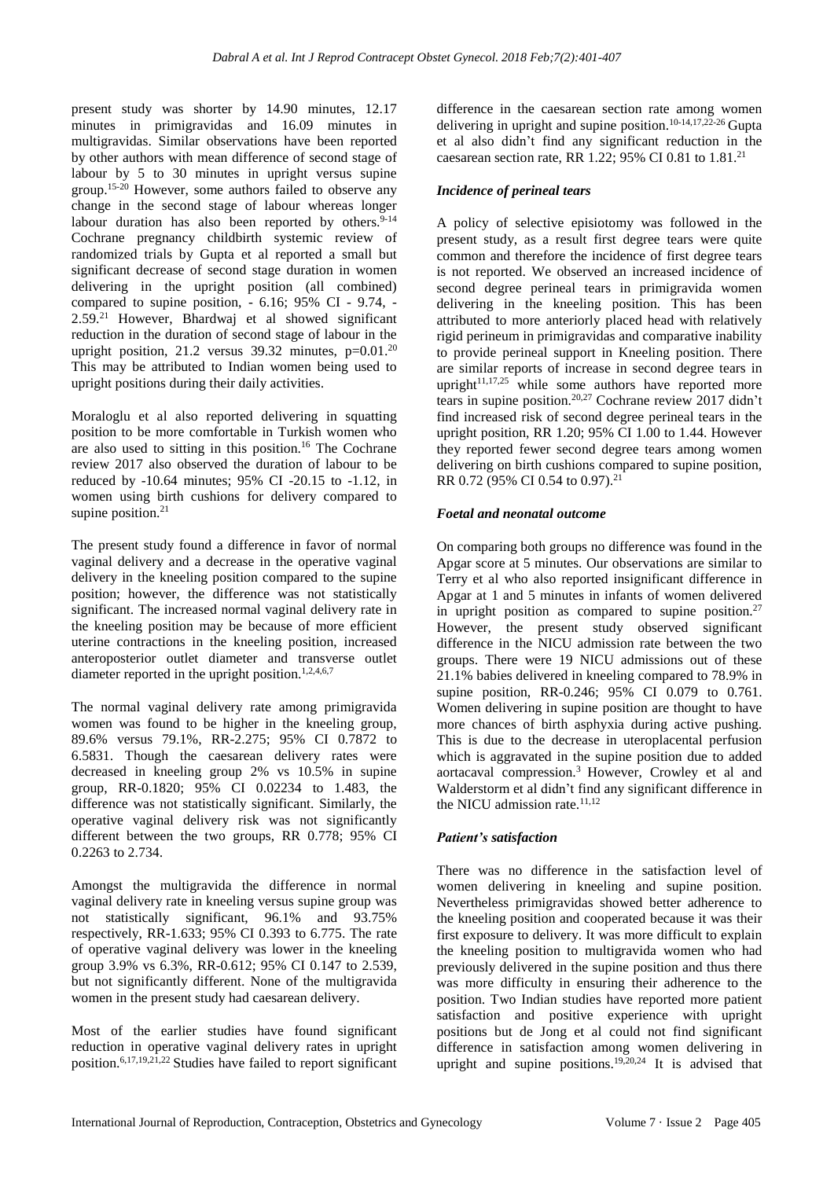present study was shorter by 14.90 minutes, 12.17 minutes in primigravidas and 16.09 minutes in multigravidas. Similar observations have been reported by other authors with mean difference of second stage of labour by 5 to 30 minutes in upright versus supine group.[15-20] However, some authors failed to observe any change in the second stage of labour whereas longer labour duration has also been reported by others.[9-14] Cochrane pregnancy childbirth systemic review of randomized trials by Gupta et al reported a small but significant decrease of second stage duration in women delivering in the upright position (all combined) compared to supine position, - 6.16; 95% CI - 9.74, - 2.59.[21] However, Bhardwaj et al showed significant reduction in the duration of second stage of labour in the upright position, 21.2 versus 39.32 minutes, p=0.01.[20] This may be attributed to Indian women being used to upright positions during their daily activities.

Moraloglu et al also reported delivering in squatting position to be more comfortable in Turkish women who are also used to sitting in this position.[16] The Cochrane review 2017 also observed the duration of labour to be reduced by -10.64 minutes; 95% CI -20.15 to -1.12, in women using birth cushions for delivery compared to supine position.[21]

The present study found a difference in favor of normal vaginal delivery and a decrease in the operative vaginal delivery in the kneeling position compared to the supine position; however, the difference was not statistically significant. The increased normal vaginal delivery rate in the kneeling position may be because of more efficient uterine contractions in the kneeling position, increased anteroposterior outlet diameter and transverse outlet diameter reported in the upright position.[1,2,4,6,7]

The normal vaginal delivery rate among primigravida women was found to be higher in the kneeling group, 89.6% versus 79.1%, RR-2.275; 95% CI 0.7872 to 6.5831. Though the caesarean delivery rates were decreased in kneeling group 2% vs 10.5% in supine group, RR-0.1820; 95% CI 0.02234 to 1.483, the difference was not statistically significant. Similarly, the operative vaginal delivery risk was not significantly different between the two groups, RR 0.778; 95% CI 0.2263 to 2.734.

Amongst the multigravida the difference in normal vaginal delivery rate in kneeling versus supine group was not statistically significant, 96.1% and 93.75% respectively, RR-1.633; 95% CI 0.393 to 6.775. The rate of operative vaginal delivery was lower in the kneeling group 3.9% vs 6.3%, RR-0.612; 95% CI 0.147 to 2.539, but not significantly different. None of the multigravida women in the present study had caesarean delivery.

Most of the earlier studies have found significant reduction in operative vaginal delivery rates in upright position.[6,17,19,21,22] Studies have failed to report significant difference in the caesarean section rate among women delivering in upright and supine position.[10-14,17,22-26] Gupta et al also didn't find any significant reduction in the caesarean section rate, RR 1.22; 95% CI 0.81 to 1.81.[21]

### *Incidence of perineal tears*

A policy of selective episiotomy was followed in the present study, as a result first degree tears were quite common and therefore the incidence of first degree tears is not reported. We observed an increased incidence of second degree perineal tears in primigravida women delivering in the kneeling position. This has been attributed to more anteriorly placed head with relatively rigid perineum in primigravidas and comparative inability to provide perineal support in Kneeling position. There are similar reports of increase in second degree tears in upright[11,17,25] while some authors have reported more tears in supine position.[20,27] Cochrane review 2017 didn't find increased risk of second degree perineal tears in the upright position, RR 1.20; 95% CI 1.00 to 1.44. However they reported fewer second degree tears among women delivering on birth cushions compared to supine position, RR 0.72 (95% CI 0.54 to 0.97).[21]

### *Foetal and neonatal outcome*

On comparing both groups no difference was found in the Apgar score at 5 minutes. Our observations are similar to Terry et al who also reported insignificant difference in Apgar at 1 and 5 minutes in infants of women delivered in upright position as compared to supine position.[27] However, the present study observed significant difference in the NICU admission rate between the two groups. There were 19 NICU admissions out of these 21.1% babies delivered in kneeling compared to 78.9% in supine position, RR-0.246; 95% CI 0.079 to 0.761. Women delivering in supine position are thought to have more chances of birth asphyxia during active pushing. This is due to the decrease in uteroplacental perfusion which is aggravated in the supine position due to added aortacaval compression.[3] However, Crowley et al and Walderstorm et al didn't find any significant difference in the NICU admission rate.[11,12]

### *Patient's satisfaction*

There was no difference in the satisfaction level of women delivering in kneeling and supine position. Nevertheless primigravidas showed better adherence to the kneeling position and cooperated because it was their first exposure to delivery. It was more difficult to explain the kneeling position to multigravida women who had previously delivered in the supine position and thus there was more difficulty in ensuring their adherence to the position. Two Indian studies have reported more patient satisfaction and positive experience with upright positions but de Jong et al could not find significant difference in satisfaction among women delivering in upright and supine positions.[19,20,24] It is advised that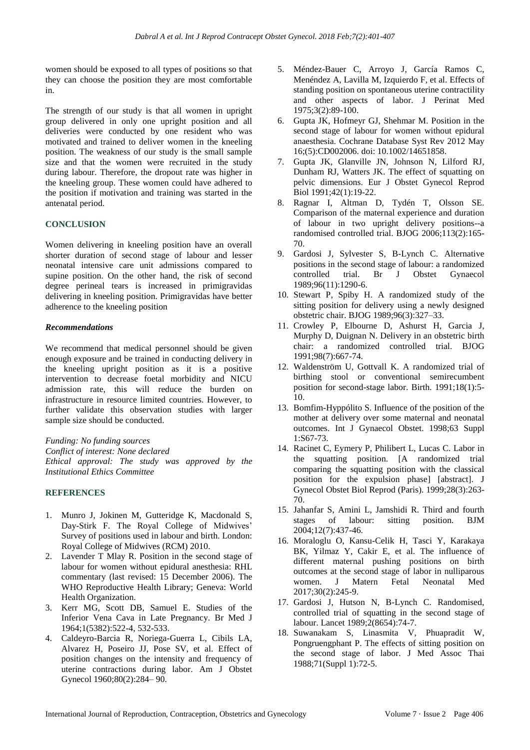women should be exposed to all types of positions so that they can choose the position they are most comfortable in.

The strength of our study is that all women in upright group delivered in only one upright position and all deliveries were conducted by one resident who was motivated and trained to deliver women in the kneeling position. The weakness of our study is the small sample size and that the women were recruited in the study during labour. Therefore, the dropout rate was higher in the kneeling group. These women could have adhered to the position if motivation and training was started in the antenatal period.

## CONCLUSION

Women delivering in kneeling position have an overall shorter duration of second stage of labour and lesser neonatal intensive care unit admissions compared to supine position. On the other hand, the risk of second degree perineal tears is increased in primigravidas delivering in kneeling position. Primigravidas have better adherence to the kneeling position

### *Recommendations*

We recommend that medical personnel should be given enough exposure and be trained in conducting delivery in the kneeling upright position as it is a positive intervention to decrease foetal morbidity and NICU admission rate, this will reduce the burden on infrastructure in resource limited countries. However, to further validate this observation studies with larger sample size should be conducted.

*Funding: No funding sources*
*Conflict of interest: None declared*
*Ethical approval: The study was approved by the Institutional Ethics Committee*

## REFERENCES

1. Munro J, Jokinen M, Gutteridge K, Macdonald S, Day-Stirk F. The Royal College of Midwives' Survey of positions used in labour and birth. London: Royal College of Midwives (RCM) 2010.
2. Lavender T Mlay R. Position in the second stage of labour for women without epidural anesthesia: RHL commentary (last revised: 15 December 2006). The WHO Reproductive Health Library; Geneva: World Health Organization.
3. Kerr MG, Scott DB, Samuel E. Studies of the Inferior Vena Cava in Late Pregnancy. Br Med J 1964;1(5382):522-4, 532-533.
4. Caldeyro-Barcia R, Noriega-Guerra L, Cibils LA, Alvarez H, Poseiro JJ, Pose SV, et al. Effect of position changes on the intensity and frequency of uterine contractions during labor. Am J Obstet Gynecol 1960;80(2):284– 90.
5. Méndez-Bauer C, Arroyo J, García Ramos C, Menéndez A, Lavilla M, Izquierdo F, et al. Effects of standing position on spontaneous uterine contractility and other aspects of labor. J Perinat Med 1975;3(2):89-100.
6. Gupta JK, Hofmeyr GJ, Shehmar M. Position in the second stage of labour for women without epidural anaesthesia. Cochrane Database Syst Rev 2012 May 16;(5):CD002006. doi: 10.1002/14651858.
7. Gupta JK, Glanville JN, Johnson N, Lilford RJ, Dunham RJ, Watters JK. The effect of squatting on pelvic dimensions. Eur J Obstet Gynecol Reprod Biol 1991;42(1):19-22.
8. Ragnar I, Altman D, Tydén T, Olsson SE. Comparison of the maternal experience and duration of labour in two upright delivery positions--a randomised controlled trial. BJOG 2006;113(2):165-70.
9. Gardosi J, Sylvester S, B-Lynch C. Alternative positions in the second stage of labour: a randomized controlled trial. Br J Obstet Gynaecol 1989;96(11):1290-6.
10. Stewart P, Spiby H. A randomized study of the sitting position for delivery using a newly designed obstetric chair. BJOG 1989;96(3):327–33.
11. Crowley P, Elbourne D, Ashurst H, Garcia J, Murphy D, Duignan N. Delivery in an obstetric birth chair: a randomized controlled trial. BJOG 1991;98(7):667-74.
12. Waldenström U, Gottvall K. A randomized trial of birthing stool or conventional semirecumbent position for second-stage labor. Birth. 1991;18(1):5-10.
13. Bomfim-Hyppólito S. Influence of the position of the mother at delivery over some maternal and neonatal outcomes. Int J Gynaecol Obstet. 1998;63 Suppl 1:S67-73.
14. Racinet C, Eymery P, Philibert L, Lucas C. Labor in the squatting position. [A randomized trial comparing the squatting position with the classical position for the expulsion phase] [abstract]. J Gynecol Obstet Biol Reprod (Paris). 1999;28(3):263-70.
15. Jahanfar S, Amini L, Jamshidi R. Third and fourth stages of labour: sitting position. BJM 2004;12(7):437-46.
16. Moraloglu O, Kansu-Celik H, Tasci Y, Karakaya BK, Yilmaz Y, Cakir E, et al. The influence of different maternal pushing positions on birth outcomes at the second stage of labor in nulliparous women. J Matern Fetal Neonatal Med 2017;30(2):245-9.
17. Gardosi J, Hutson N, B-Lynch C. Randomised, controlled trial of squatting in the second stage of labour. Lancet 1989;2(8654):74-7.
18. Suwanakam S, Linasmita V, Phuapradit W, Pongruengphant P. The effects of sitting position on the second stage of labor. J Med Assoc Thai 1988;71(Suppl 1):72-5.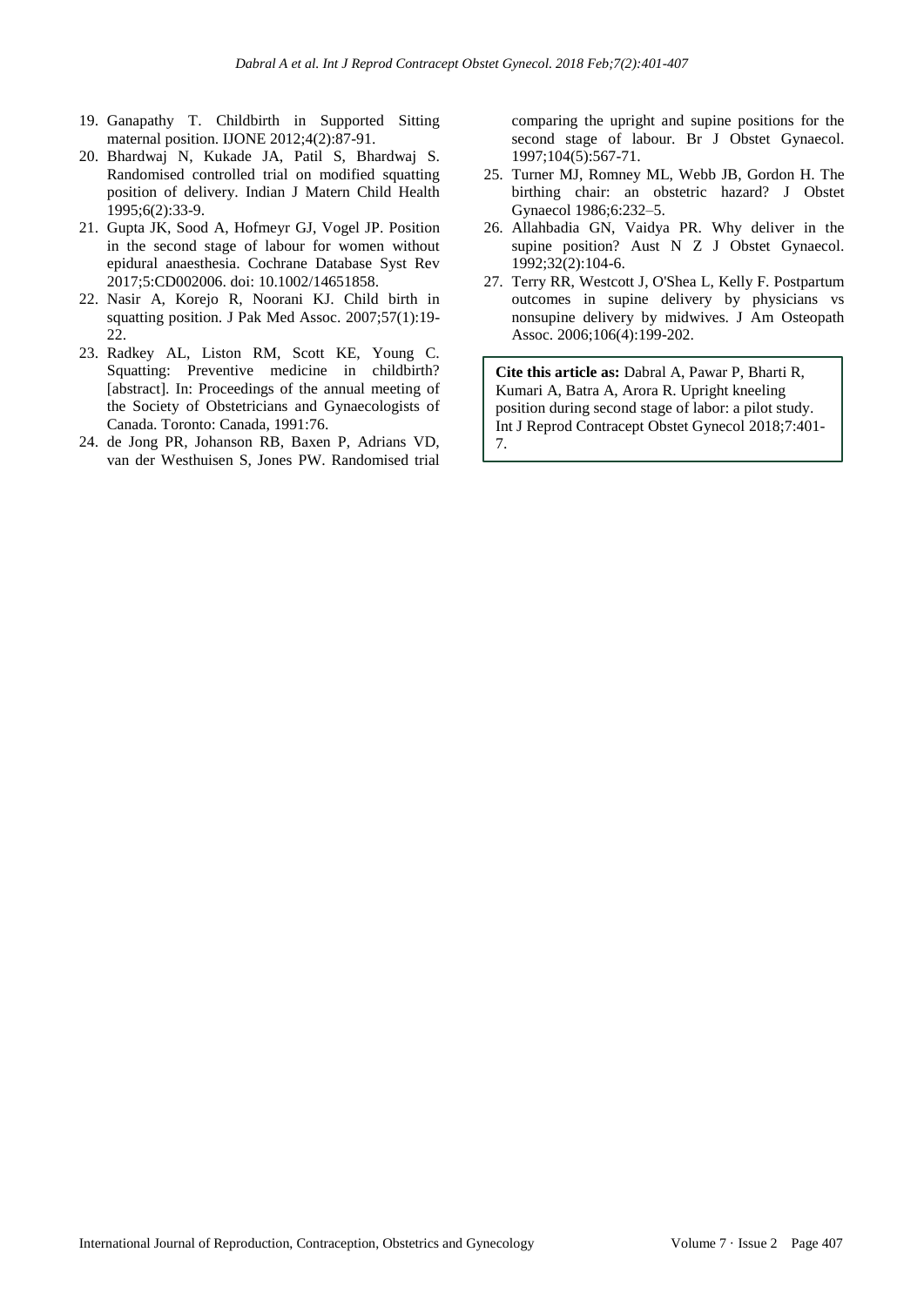19. Ganapathy T. Childbirth in Supported Sitting maternal position. IJONE 2012;4(2):87-91.
20. Bhardwaj N, Kukade JA, Patil S, Bhardwaj S. Randomised controlled trial on modified squatting position of delivery. Indian J Matern Child Health 1995;6(2):33-9.
21. Gupta JK, Sood A, Hofmeyr GJ, Vogel JP. Position in the second stage of labour for women without epidural anaesthesia. Cochrane Database Syst Rev 2017;5:CD002006. doi: 10.1002/14651858.
22. Nasir A, Korejo R, Noorani KJ. Child birth in squatting position. J Pak Med Assoc. 2007;57(1):19-22.
23. Radkey AL, Liston RM, Scott KE, Young C. Squatting: Preventive medicine in childbirth? [abstract]. In: Proceedings of the annual meeting of the Society of Obstetricians and Gynaecologists of Canada. Toronto: Canada, 1991:76.
24. de Jong PR, Johanson RB, Baxen P, Adrians VD, van der Westhuisen S, Jones PW. Randomised trial comparing the upright and supine positions for the second stage of labour. Br J Obstet Gynaecol. 1997;104(5):567-71.
25. Turner MJ, Romney ML, Webb JB, Gordon H. The birthing chair: an obstetric hazard? J Obstet Gynaecol 1986;6:232–5.
26. Allahbadia GN, Vaidya PR. Why deliver in the supine position? Aust N Z J Obstet Gynaecol. 1992;32(2):104-6.
27. Terry RR, Westcott J, O'Shea L, Kelly F. Postpartum outcomes in supine delivery by physicians vs nonsupine delivery by midwives. J Am Osteopath Assoc. 2006;106(4):199-202.

**Cite this article as:** Dabral A, Pawar P, Bharti R, Kumari A, Batra A, Arora R. Upright kneeling position during second stage of labor: a pilot study. Int J Reprod Contracept Obstet Gynecol 2018;7:401-7.